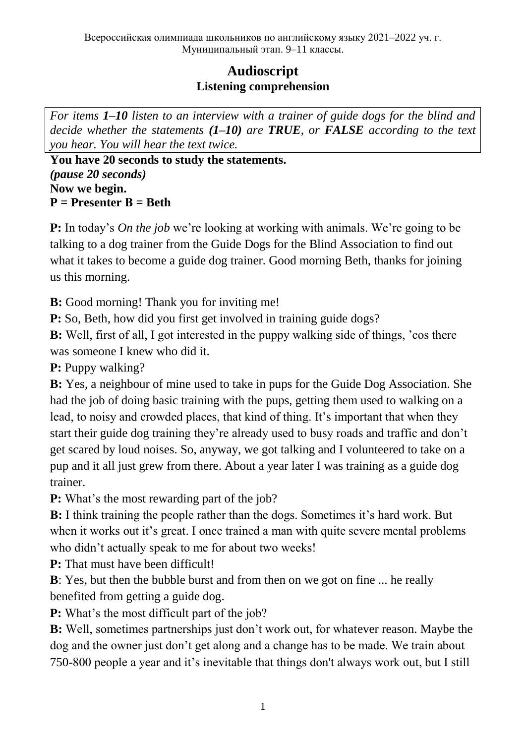Всероссийская олимпиада школьников по английскому языку 2021–2022 уч. г.
Муниципальный этап. 9–11 классы.

# Audioscript

## Listening comprehension

*For items **1–10** listen to an interview with a trainer of guide dogs for the blind and decide whether the statements **(1–10)** are **TRUE**, or **FALSE** according to the text you hear. You will hear the text twice.*

**You have 20 seconds to study the statements.**
***(pause 20 seconds)***
**Now we begin.**
**P = Presenter B = Beth**

**P:** In today's *On the job* we're looking at working with animals. We're going to be talking to a dog trainer from the Guide Dogs for the Blind Association to find out what it takes to become a guide dog trainer. Good morning Beth, thanks for joining us this morning.

**B:** Good morning! Thank you for inviting me!

**P:** So, Beth, how did you first get involved in training guide dogs?

**B:** Well, first of all, I got interested in the puppy walking side of things, 'cos there was someone I knew who did it.

**P:** Puppy walking?

**B:** Yes, a neighbour of mine used to take in pups for the Guide Dog Association. She had the job of doing basic training with the pups, getting them used to walking on a lead, to noisy and crowded places, that kind of thing. It's important that when they start their guide dog training they're already used to busy roads and traffic and don't get scared by loud noises. So, anyway, we got talking and I volunteered to take on a pup and it all just grew from there. About a year later I was training as a guide dog trainer.

**P:** What's the most rewarding part of the job?

**B:** I think training the people rather than the dogs. Sometimes it's hard work. But when it works out it's great. I once trained a man with quite severe mental problems who didn't actually speak to me for about two weeks!

**P:** That must have been difficult!

**B**: Yes, but then the bubble burst and from then on we got on fine ... he really benefited from getting a guide dog.

**P:** What's the most difficult part of the job?

**B:** Well, sometimes partnerships just don't work out, for whatever reason. Maybe the dog and the owner just don't get along and a change has to be made. We train about 750-800 people a year and it's inevitable that things don't always work out, but I still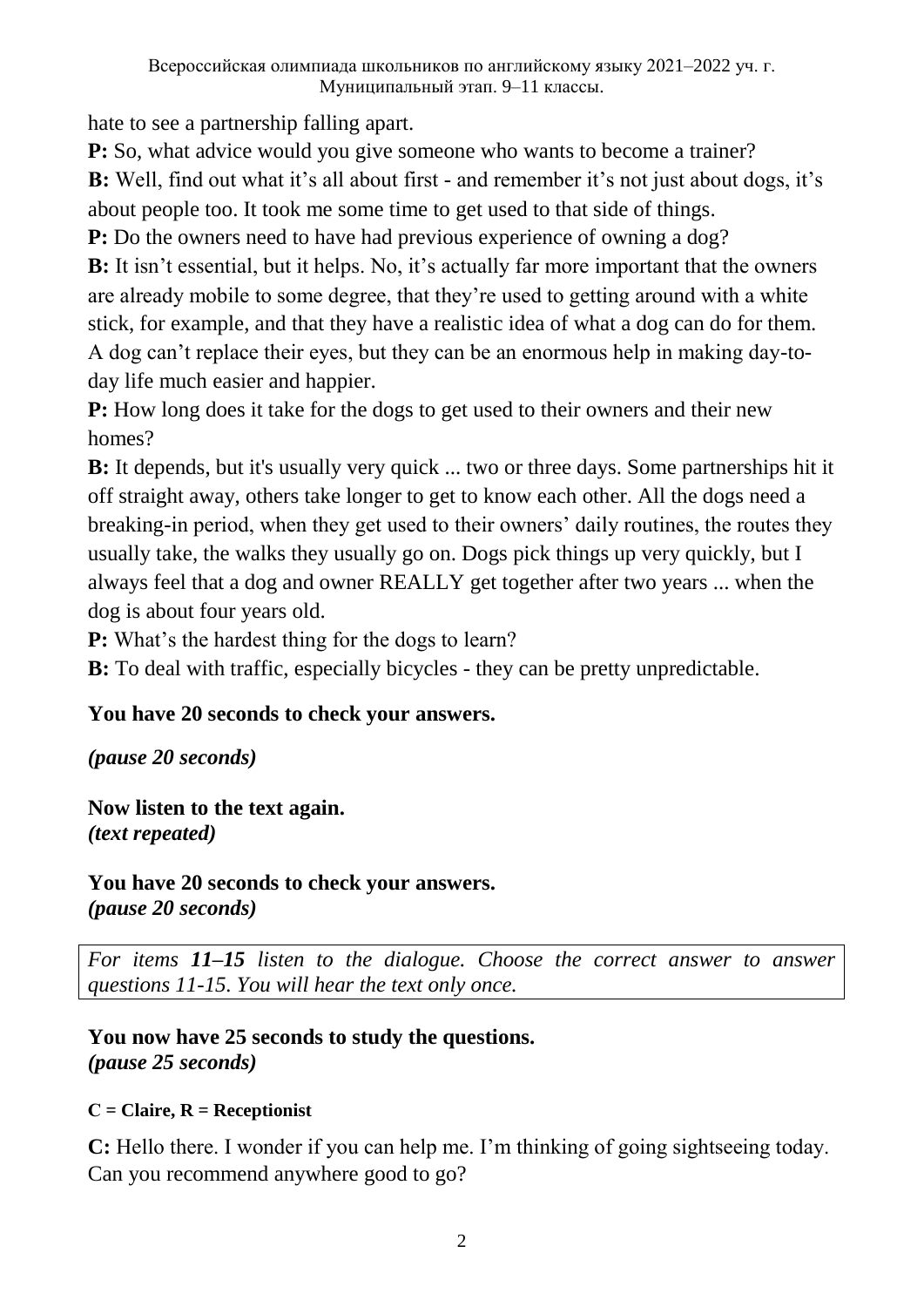hate to see a partnership falling apart.

**P:** So, what advice would you give someone who wants to become a trainer?

**B:** Well, find out what it's all about first - and remember it's not just about dogs, it's about people too. It took me some time to get used to that side of things.

**P:** Do the owners need to have had previous experience of owning a dog?

**B:** It isn't essential, but it helps. No, it's actually far more important that the owners are already mobile to some degree, that they're used to getting around with a white stick, for example, and that they have a realistic idea of what a dog can do for them. A dog can't replace their eyes, but they can be an enormous help in making day-to-day life much easier and happier.

**P:** How long does it take for the dogs to get used to their owners and their new homes?

**B:** It depends, but it's usually very quick ... two or three days. Some partnerships hit it off straight away, others take longer to get to know each other. All the dogs need a breaking-in period, when they get used to their owners' daily routines, the routes they usually take, the walks they usually go on. Dogs pick things up very quickly, but I always feel that a dog and owner REALLY get together after two years ... when the dog is about four years old.

**P:** What's the hardest thing for the dogs to learn?

**B:** To deal with traffic, especially bicycles - they can be pretty unpredictable.

**You have 20 seconds to check your answers.**

***(pause 20 seconds)***

**Now listen to the text again.**
***(text repeated)***

**You have 20 seconds to check your answers.**
***(pause 20 seconds)***

*For items **11–15** listen to the dialogue. Choose the correct answer to answer questions 11-15. You will hear the text only once.*

**You now have 25 seconds to study the questions.**
***(pause 25 seconds)***

**C = Claire, R = Receptionist**

**C:** Hello there. I wonder if you can help me. I'm thinking of going sightseeing today. Can you recommend anywhere good to go?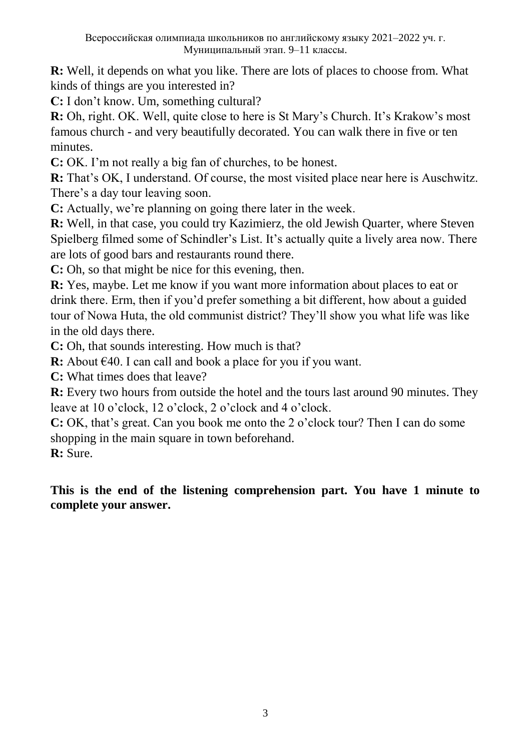**R:** Well, it depends on what you like. There are lots of places to choose from. What kinds of things are you interested in?

**C:** I don't know. Um, something cultural?

**R:** Oh, right. OK. Well, quite close to here is St Mary's Church. It's Krakow's most famous church - and very beautifully decorated. You can walk there in five or ten minutes.

**C:** OK. I'm not really a big fan of churches, to be honest.

**R:** That's OK, I understand. Of course, the most visited place near here is Auschwitz. There's a day tour leaving soon.

**C:** Actually, we're planning on going there later in the week.

**R:** Well, in that case, you could try Kazimierz, the old Jewish Quarter, where Steven Spielberg filmed some of Schindler's List. It's actually quite a lively area now. There are lots of good bars and restaurants round there.

**C:** Oh, so that might be nice for this evening, then.

**R:** Yes, maybe. Let me know if you want more information about places to eat or drink there. Erm, then if you'd prefer something a bit different, how about a guided tour of Nowa Huta, the old communist district? They'll show you what life was like in the old days there.

**C:** Oh, that sounds interesting. How much is that?

**R:** About €40. I can call and book a place for you if you want.

**C:** What times does that leave?

**R:** Every two hours from outside the hotel and the tours last around 90 minutes. They leave at 10 o'clock, 12 o'clock, 2 o'clock and 4 o'clock.

**C:** OK, that's great. Can you book me onto the 2 o'clock tour? Then I can do some shopping in the main square in town beforehand.

**R:** Sure.

**This is the end of the listening comprehension part. You have 1 minute to complete your answer.**